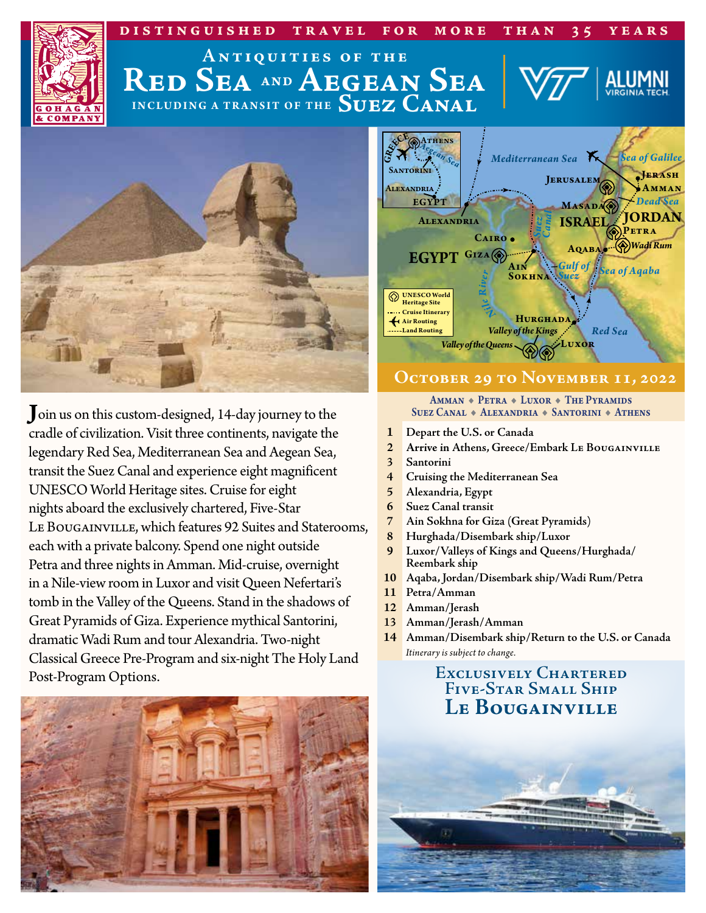DISTINGUISHED TRAVEL FOR MORE THAN 35 YEARS

# Antiquities of the Red Sea and Aegean Sea

## including a transit of the Suez Canal

GOHAGAN & COMPANY

VT | ALUMNI VIRGINIA TECH

Join us on this custom-designed, 14-day journey to the cradle of civilization. Visit three continents, navigate the legendary Red Sea, Mediterranean Sea and Aegean Sea, transit the Suez Canal and experience eight magnificent UNESCO World Heritage sites. Cruise for eight nights aboard the exclusively chartered, Five-Star Le Bougainville, which features 92 Suites and Staterooms, each with a private balcony. Spend one night outside Petra and three nights in Amman. Mid-cruise, overnight in a Nile-view room in Luxor and visit Queen Nefertari's tomb in the Valley of the Queens. Stand in the shadows of Great Pyramids of Giza. Experience mythical Santorini, dramatic Wadi Rum and tour Alexandria. Two-night Classical Greece Pre-Program and six-night The Holy Land Post-Program Options.

## October 29 to November 11, 2022

Amman ◆ Petra ◆ Luxor ◆ The Pyramids
Suez Canal ◆ Alexandria ◆ Santorini ◆ Athens

1. Depart the U.S. or Canada
2. Arrive in Athens, Greece/Embark Le Bougainville
3. Santorini
4. Cruising the Mediterranean Sea
5. Alexandria, Egypt
6. Suez Canal transit
7. Ain Sokhna for Giza (Great Pyramids)
8. Hurghada/Disembark ship/Luxor
9. Luxor/Valleys of Kings and Queens/Hurghada/Reembark ship
10. Aqaba, Jordan/Disembark ship/Wadi Rum/Petra
11. Petra/Amman
12. Amman/Jerash
13. Amman/Jerash/Amman
14. Amman/Disembark ship/Return to the U.S. or Canada

*Itinerary is subject to change.*

## Exclusively Chartered Five-Star Small Ship Le Bougainville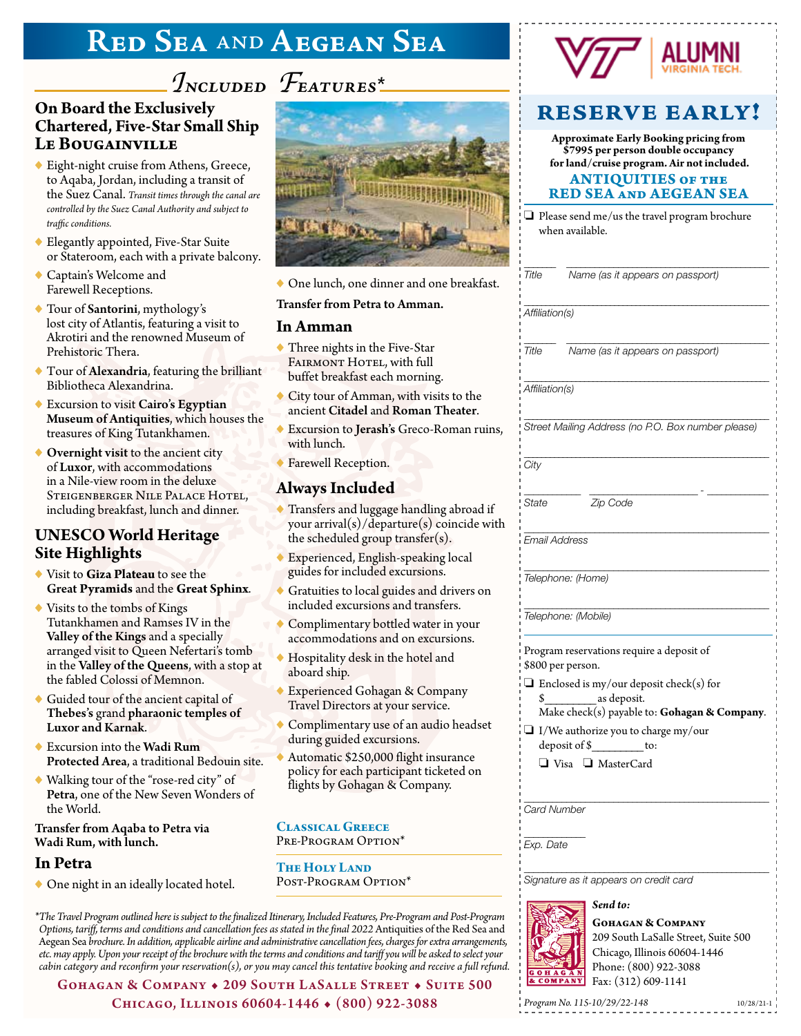# Red Sea and Aegean Sea

## Included Features*

### On Board the Exclusively Chartered, Five-Star Small Ship Le Bougainville

- Eight-night cruise from Athens, Greece, to Aqaba, Jordan, including a transit of the Suez Canal. *Transit times through the canal are controlled by the Suez Canal Authority and subject to traffic conditions.*
- Elegantly appointed, Five-Star Suite or Stateroom, each with a private balcony.
- Captain's Welcome and Farewell Receptions.
- Tour of **Santorini**, mythology's lost city of Atlantis, featuring a visit to Akrotiri and the renowned Museum of Prehistoric Thera.
- Tour of **Alexandria**, featuring the brilliant Bibliotheca Alexandrina.
- Excursion to visit **Cairo's Egyptian Museum of Antiquities**, which houses the treasures of King Tutankhamen.
- **Overnight visit** to the ancient city of **Luxor**, with accommodations in a Nile-view room in the deluxe Steigenberger Nile Palace Hotel, including breakfast, lunch and dinner.

### UNESCO World Heritage Site Highlights

- Visit to **Giza Plateau** to see the **Great Pyramids** and the **Great Sphinx**.
- Visits to the tombs of Kings Tutankhamen and Ramses IV in the **Valley of the Kings** and a specially arranged visit to Queen Nefertari's tomb in the **Valley of the Queens**, with a stop at the fabled Colossi of Memnon.
- Guided tour of the ancient capital of **Thebes's** grand **pharaonic temples of Luxor and Karnak**.
- Excursion into the **Wadi Rum Protected Area**, a traditional Bedouin site.
- Walking tour of the "rose-red city" of **Petra**, one of the New Seven Wonders of the World.

**Transfer from Aqaba to Petra via Wadi Rum, with lunch.**

### In Petra

- One night in an ideally located hotel.
- One lunch, one dinner and one breakfast.

**Transfer from Petra to Amman.**

### In Amman

- Three nights in the Five-Star Fairmont Hotel, with full buffet breakfast each morning.
- City tour of Amman, with visits to the ancient **Citadel** and **Roman Theater**.
- Excursion to **Jerash's** Greco-Roman ruins, with lunch.
- Farewell Reception.

### Always Included

- Transfers and luggage handling abroad if your arrival(s)/departure(s) coincide with the scheduled group transfer(s).
- Experienced, English-speaking local guides for included excursions.
- Gratuities to local guides and drivers on included excursions and transfers.
- Complimentary bottled water in your accommodations and on excursions.
- Hospitality desk in the hotel and aboard ship.
- Experienced Gohagan & Company Travel Directors at your service.
- Complimentary use of an audio headset during guided excursions.
- Automatic $250,000 flight insurance policy for each participant ticketed on flights by Gohagan & Company.

**Classical Greece**
Pre-Program Option*

**The Holy Land**
Post-Program Option*

*\*The Travel Program outlined here is subject to the finalized Itinerary, Included Features, Pre-Program and Post-Program Options, tariff, terms and conditions and cancellation fees as stated in the final 2022* Antiquities of the Red Sea and Aegean Sea *brochure. In addition, applicable airline and administrative cancellation fees, charges for extra arrangements, etc. may apply. Upon your receipt of the brochure with the terms and conditions and tariff you will be asked to select your cabin category and reconfirm your reservation(s), or you may cancel this tentative booking and receive a full refund.*

Gohagan & Company ♦ 209 South LaSalle Street ♦ Suite 500
Chicago, Illinois 60604-1446 ♦ (800) 922-3088

---

VT Alumni Virginia Tech

## Reserve Early!

**Approximate Early Booking pricing from $7995 per person double occupancy for land/cruise program. Air not included.**

**Antiquities of the Red Sea and Aegean Sea**

❑ Please send me/us the travel program brochure when available.

Title ______ Name (as it appears on passport) ______

Affiliation(s) ______

Title ______ Name (as it appears on passport) ______

Affiliation(s) ______

Street Mailing Address (no P.O. Box number please) ______

City ______

State ______ Zip Code ______ - ______

Email Address ______

Telephone: (Home) ______

Telephone: (Mobile) ______

Program reservations require a deposit of $800 per person.

❑ Enclosed is my/our deposit check(s) for $________ as deposit.
Make check(s) payable to: **Gohagan & Company**.

❑ I/We authorize you to charge my/our deposit of $________ to:

❑ Visa ❑ MasterCard

Card Number ______

Exp. Date ______

Signature as it appears on credit card ______

*Send to:*

**Gohagan & Company**
209 South LaSalle Street, Suite 500
Chicago, Illinois 60604-1446
Phone: (800) 922-3088
Fax: (312) 609-1141

*Program No. 115-10/29/22-148*

10/28/21-1